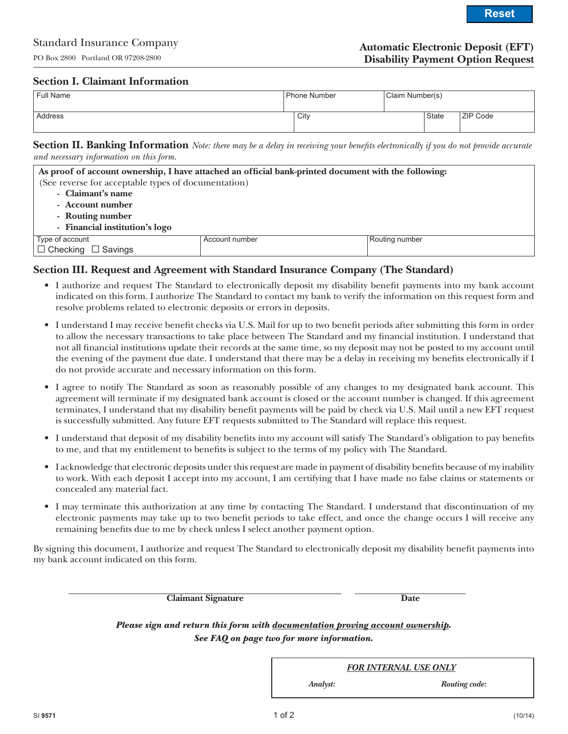Standard Insurance Company

PO Box 2800 Portland OR 97208-2800

# Automatic Electronic Deposit (EFT) Disability Payment Option Request

## Section I. Claimant Information

| Full Name | | Phone Number | Claim Number(s) | |
|---|---|---|---|---|
| Address | City | | State | ZIP Code |

## Section II. Banking Information

*Note: there may be a delay in receiving your benefits electronically if you do not provide accurate and necessary information on this form.*

**As proof of account ownership, I have attached an official bank-printed document with the following:**
(See reverse for acceptable types of documentation)

- **Claimant's name**
- **Account number**
- **Routing number**
- **Financial institution's logo**

| Type of account | Account number | Routing number |
|---|---|---|
| ☐ Checking ☐ Savings | | |

## Section III. Request and Agreement with Standard Insurance Company (The Standard)

- I authorize and request The Standard to electronically deposit my disability benefit payments into my bank account indicated on this form. I authorize The Standard to contact my bank to verify the information on this request form and resolve problems related to electronic deposits or errors in deposits.
- I understand I may receive benefit checks via U.S. Mail for up to two benefit periods after submitting this form in order to allow the necessary transactions to take place between The Standard and my financial institution. I understand that not all financial institutions update their records at the same time, so my deposit may not be posted to my account until the evening of the payment due date. I understand that there may be a delay in receiving my benefits electronically if I do not provide accurate and necessary information on this form.
- I agree to notify The Standard as soon as reasonably possible of any changes to my designated bank account. This agreement will terminate if my designated bank account is closed or the account number is changed. If this agreement terminates, I understand that my disability benefit payments will be paid by check via U.S. Mail until a new EFT request is successfully submitted. Any future EFT requests submitted to The Standard will replace this request.
- I understand that deposit of my disability benefits into my account will satisfy The Standard's obligation to pay benefits to me, and that my entitlement to benefits is subject to the terms of my policy with The Standard.
- I acknowledge that electronic deposits under this request are made in payment of disability benefits because of my inability to work. With each deposit I accept into my account, I am certifying that I have made no false claims or statements or concealed any material fact.
- I may terminate this authorization at any time by contacting The Standard. I understand that discontinuation of my electronic payments may take up to two benefit periods to take effect, and once the change occurs I will receive any remaining benefits due to me by check unless I select another payment option.

By signing this document, I authorize and request The Standard to electronically deposit my disability benefit payments into my bank account indicated on this form.

\_\_\_\_\_\_\_\_\_\_\_\_\_\_\_\_\_\_\_\_\_\_\_\_\_\_\_\_\_\_ **Claimant Signature** &nbsp;&nbsp;&nbsp; \_\_\_\_\_\_\_\_\_\_\_\_\_\_\_ **Date**

***Please sign and return this form with documentation proving account ownership.***
***See FAQ on page two for more information.***

| *FOR INTERNAL USE ONLY* | |
|---|---|
| ***Analyst:*** | ***Routing code:*** |

SI 9571 (10/14)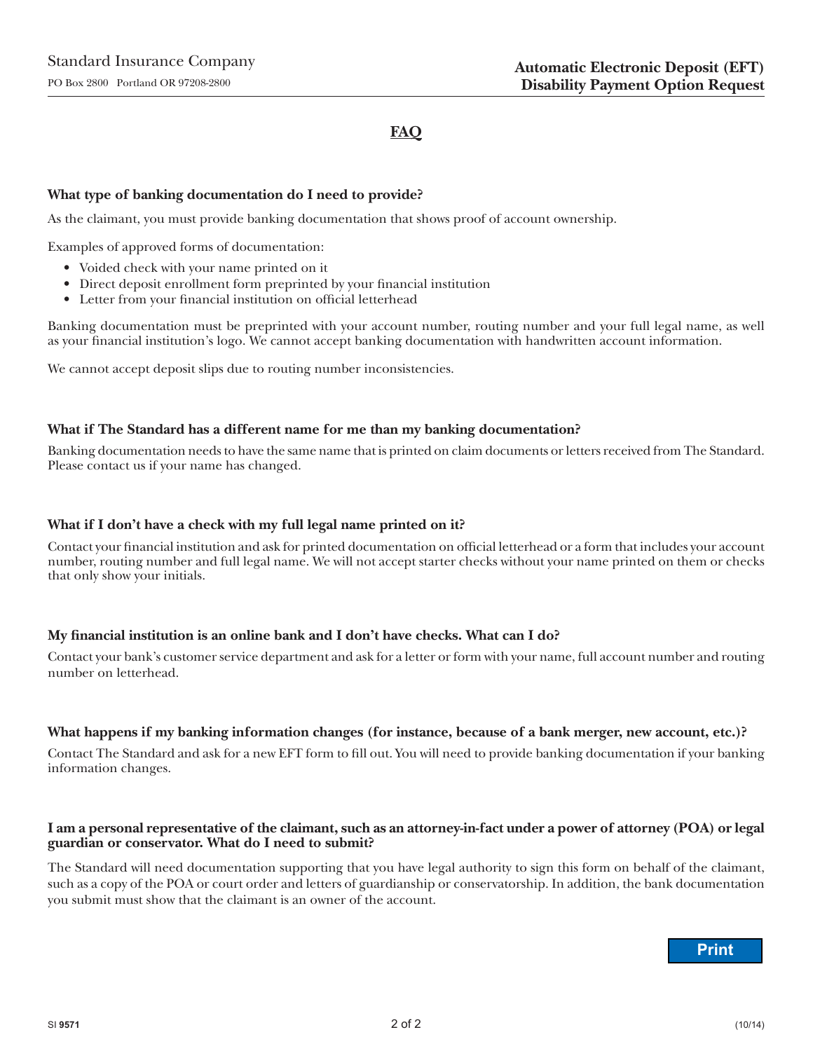## FAQ

### What type of banking documentation do I need to provide?

As the claimant, you must provide banking documentation that shows proof of account ownership.

Examples of approved forms of documentation:

- Voided check with your name printed on it
- Direct deposit enrollment form preprinted by your financial institution
- Letter from your financial institution on official letterhead

Banking documentation must be preprinted with your account number, routing number and your full legal name, as well as your financial institution's logo. We cannot accept banking documentation with handwritten account information.

We cannot accept deposit slips due to routing number inconsistencies.

### What if The Standard has a different name for me than my banking documentation?

Banking documentation needs to have the same name that is printed on claim documents or letters received from The Standard. Please contact us if your name has changed.

### What if I don't have a check with my full legal name printed on it?

Contact your financial institution and ask for printed documentation on official letterhead or a form that includes your account number, routing number and full legal name. We will not accept starter checks without your name printed on them or checks that only show your initials.

### My financial institution is an online bank and I don't have checks. What can I do?

Contact your bank's customer service department and ask for a letter or form with your name, full account number and routing number on letterhead.

### What happens if my banking information changes (for instance, because of a bank merger, new account, etc.)?

Contact The Standard and ask for a new EFT form to fill out. You will need to provide banking documentation if your banking information changes.

### I am a personal representative of the claimant, such as an attorney-in-fact under a power of attorney (POA) or legal guardian or conservator. What do I need to submit?

The Standard will need documentation supporting that you have legal authority to sign this form on behalf of the claimant, such as a copy of the POA or court order and letters of guardianship or conservatorship. In addition, the bank documentation you submit must show that the claimant is an owner of the account.

Print

SI 9571 (10/14)